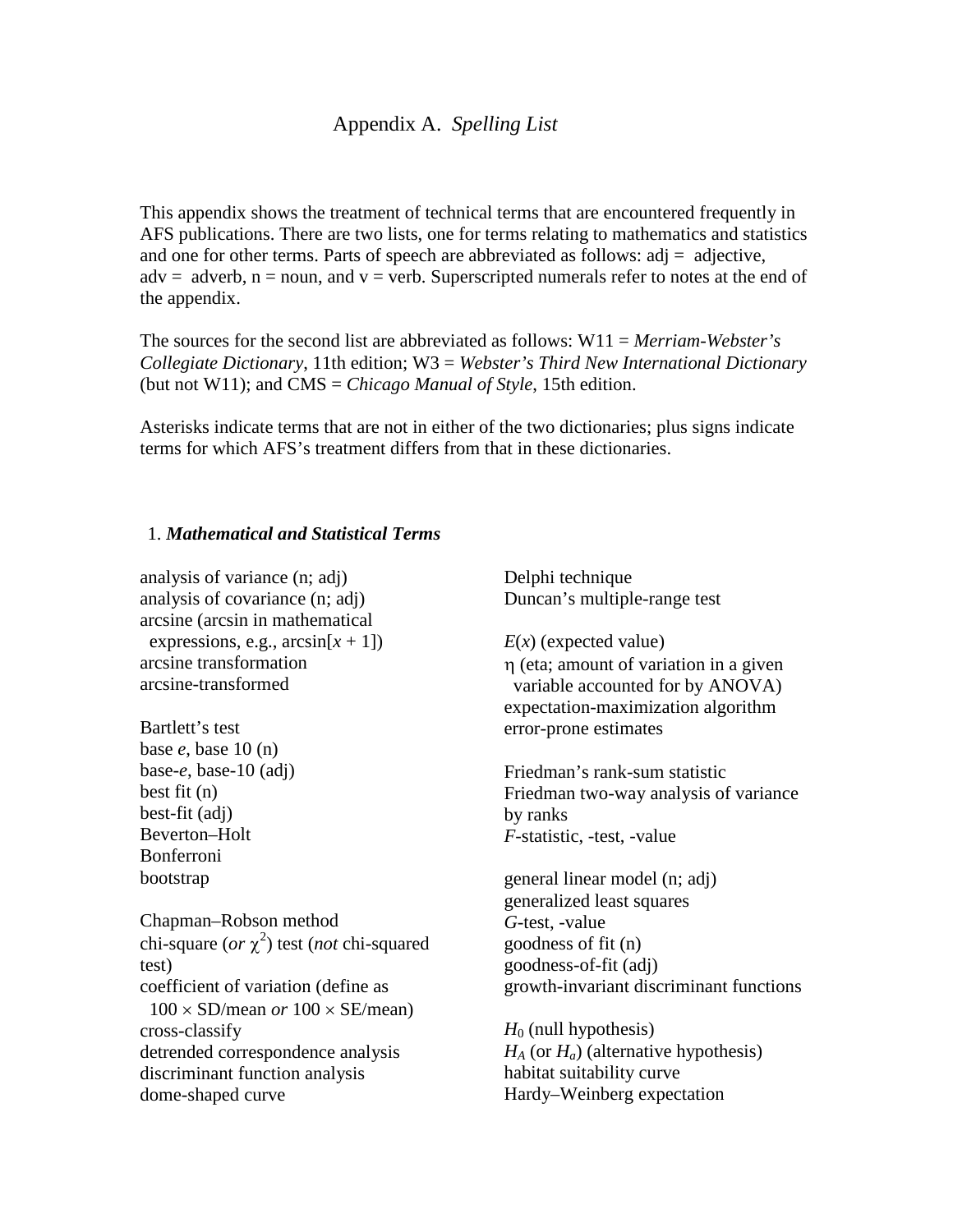# Appendix A. *Spelling List*

This appendix shows the treatment of technical terms that are encountered frequently in AFS publications. There are two lists, one for terms relating to mathematics and statistics and one for other terms. Parts of speech are abbreviated as follows: adj = adjective, adv = adverb, n = noun, and v = verb. Superscripted numerals refer to notes at the end of the appendix.

The sources for the second list are abbreviated as follows: W11 = *Merriam-Webster's Collegiate Dictionary*, 11th edition; W3 = *Webster's Third New International Dictionary* (but not W11); and CMS = *Chicago Manual of Style*, 15th edition.

Asterisks indicate terms that are not in either of the two dictionaries; plus signs indicate terms for which AFS's treatment differs from that in these dictionaries.

## 1. *Mathematical and Statistical Terms*

analysis of variance (n; adj)
analysis of covariance (n; adj)
arcsine (arcsin in mathematical expressions, e.g., arcsin[$x$ + 1])
arcsine transformation
arcsine-transformed

Bartlett's test
base *e*, base 10 (n)
base-*e*, base-10 (adj)
best fit (n)
best-fit (adj)
Beverton–Holt
Bonferroni
bootstrap

Chapman–Robson method
chi-square (*or* $\chi^2$) test (*not* chi-squared test)
coefficient of variation (define as $100 \times$ SD/mean *or* $100 \times$ SE/mean)
cross-classify
detrended correspondence analysis
discriminant function analysis
dome-shaped curve

Delphi technique
Duncan's multiple-range test

$E(x)$ (expected value)
$\eta$ (eta; amount of variation in a given variable accounted for by ANOVA)
expectation-maximization algorithm
error-prone estimates

Friedman's rank-sum statistic
Friedman two-way analysis of variance by ranks
*F*-statistic, -test, -value

general linear model (n; adj)
generalized least squares
*G*-test, -value
goodness of fit (n)
goodness-of-fit (adj)
growth-invariant discriminant functions

$H_0$ (null hypothesis)
$H_A$ (or $H_a$) (alternative hypothesis)
habitat suitability curve
Hardy–Weinberg expectation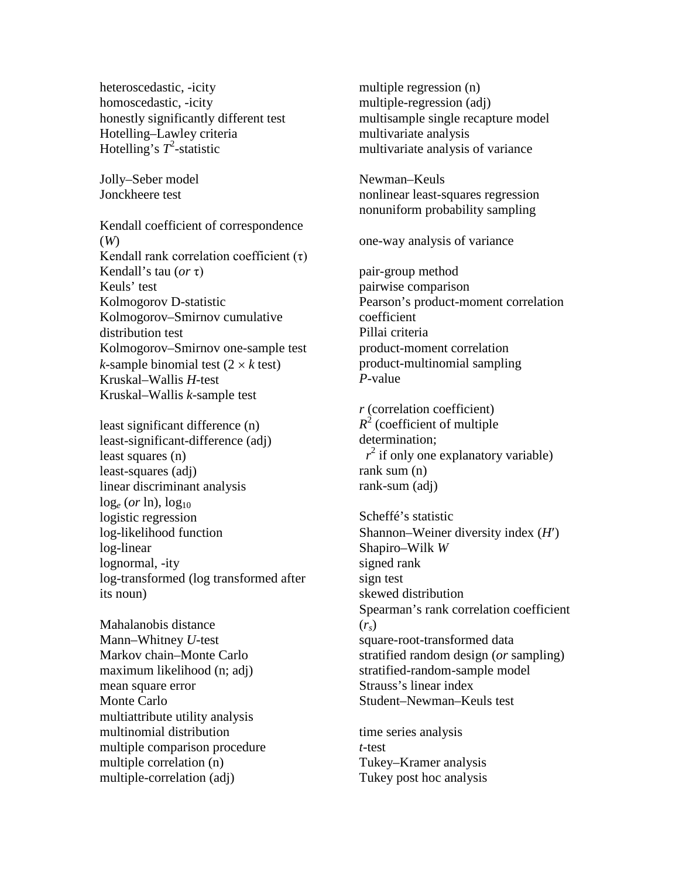heteroscedastic, -icity
homoscedastic, -icity
honestly significantly different test
Hotelling–Lawley criteria
Hotelling's $T^2$-statistic

Jolly–Seber model
Jonckheere test

Kendall coefficient of correspondence ($W$)
Kendall rank correlation coefficient ($\tau$)
Kendall's tau (*or* $\tau$)
Keuls' test
Kolmogorov D-statistic
Kolmogorov–Smirnov cumulative distribution test
Kolmogorov–Smirnov one-sample test
$k$-sample binomial test ($2 \times k$ test)
Kruskal–Wallis $H$-test
Kruskal–Wallis $k$-sample test

least significant difference (n)
least-significant-difference (adj)
least squares (n)
least-squares (adj)
linear discriminant analysis
$\log_e$ (*or* ln), $\log_{10}$
logistic regression
log-likelihood function
log-linear
lognormal, -ity
log-transformed (log transformed after its noun)

Mahalanobis distance
Mann–Whitney $U$-test
Markov chain–Monte Carlo
maximum likelihood (n; adj)
mean square error
Monte Carlo
multiattribute utility analysis
multinomial distribution
multiple comparison procedure
multiple correlation (n)
multiple-correlation (adj)
multiple regression (n)
multiple-regression (adj)
multisample single recapture model
multivariate analysis
multivariate analysis of variance

Newman–Keuls
nonlinear least-squares regression
nonuniform probability sampling

one-way analysis of variance

pair-group method
pairwise comparison
Pearson's product-moment correlation coefficient
Pillai criteria
product-moment correlation
product-multinomial sampling
$P$-value

$r$ (correlation coefficient)
$R^2$ (coefficient of multiple determination;
$r^2$ if only one explanatory variable)
rank sum (n)
rank-sum (adj)

Scheffé's statistic
Shannon–Weiner diversity index ($H'$)
Shapiro–Wilk $W$
signed rank
sign test
skewed distribution
Spearman's rank correlation coefficient ($r_s$)
square-root-transformed data
stratified random design (*or* sampling)
stratified-random-sample model
Strauss's linear index
Student–Newman–Keuls test

time series analysis
$t$-test
Tukey–Kramer analysis
Tukey post hoc analysis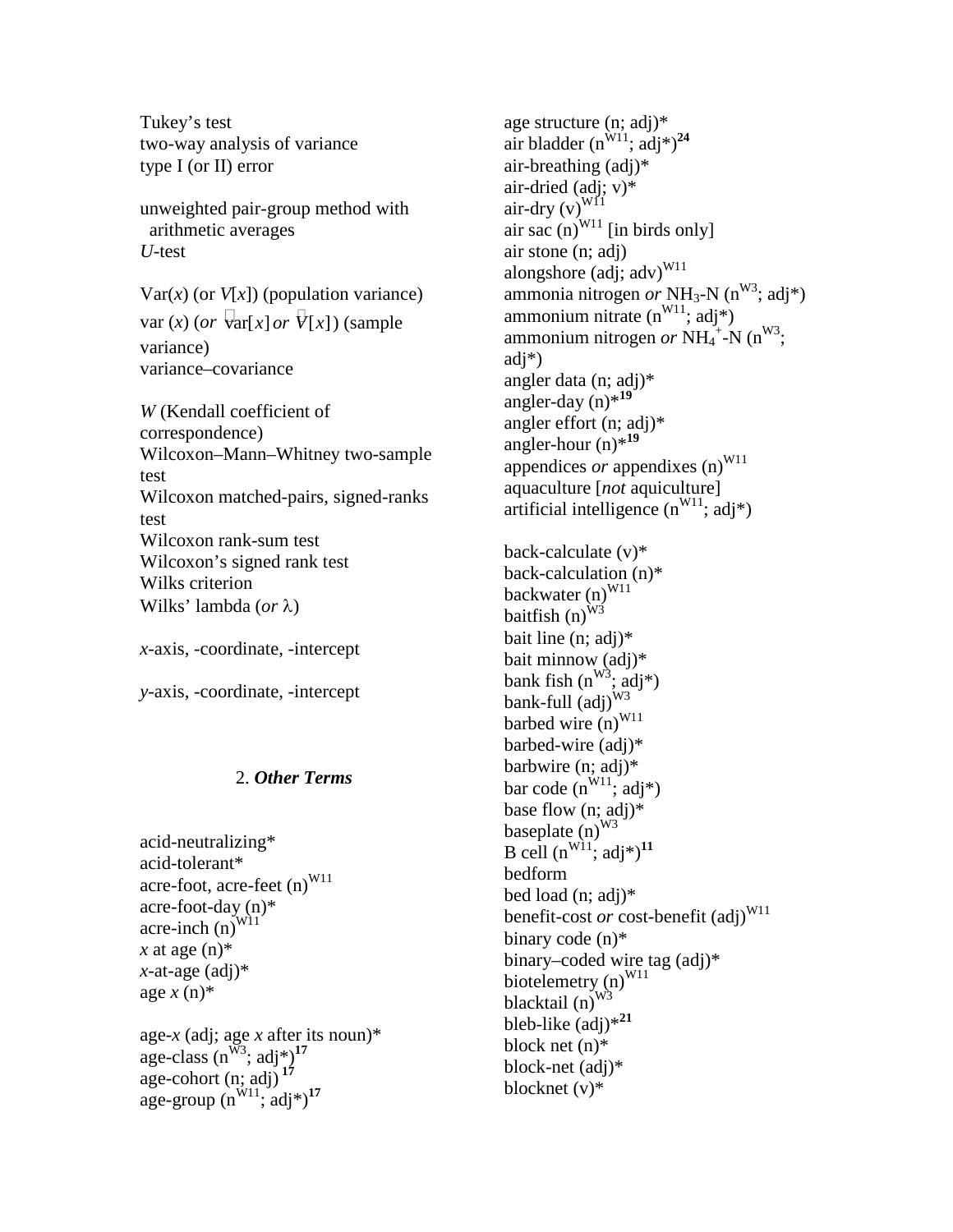Tukey's test
two-way analysis of variance
type I (or II) error

unweighted pair-group method with
  arithmetic averages
*U*-test

Var(*x*) (or *V*[*x*]) (population variance)
var (*x*) (*or* $\hat{\text{v}}\text{ar}[x]$ *or* $\hat{V}[x]$) (sample variance)
variance–covariance

*W* (Kendall coefficient of correspondence)
Wilcoxon–Mann–Whitney two-sample test
Wilcoxon matched-pairs, signed-ranks test
Wilcoxon rank-sum test
Wilcoxon's signed rank test
Wilks criterion
Wilks' lambda (*or* $\lambda$)

*x*-axis, -coordinate, -intercept

*y*-axis, -coordinate, -intercept

## 2. *Other Terms*

acid-neutralizing*
acid-tolerant*
acre-foot, acre-feet (n)[W11]
acre-foot-day (n)*
acre-inch (n)[W11]
*x* at age (n)*
*x*-at-age (adj)*
age *x* (n)*

age-*x* (adj; age *x* after its noun)*
age-class (n[W3]; adj*)[17]
age-cohort (n; adj)[17]
age-group (n[W11]; adj*)[17]
age structure (n; adj)*
air bladder (n[W11]; adj*)[24]
air-breathing (adj)*
air-dried (adj; v)*
air-dry (v)[W11]
air sac (n)[W11] [in birds only]
air stone (n; adj)
alongshore (adj; adv)[W11]
ammonia nitrogen *or* $NH_3$-N (n[W3]; adj*)
ammonium nitrate (n[W11]; adj*)
ammonium nitrogen *or* $NH_4^+$-N (n[W3]; adj*)
angler data (n; adj)*
angler-day (n)*[19]
angler effort (n; adj)*
angler-hour (n)*[19]
appendices *or* appendixes (n)[W11]
aquaculture [*not* aquiculture]
artificial intelligence (n[W11]; adj*)

back-calculate (v)*
back-calculation (n)*
backwater (n)[W11]
baitfish (n)[W3]
bait line (n; adj)*
bait minnow (adj)*
bank fish (n[W3]; adj*)
bank-full (adj)[W3]
barbed wire (n)[W11]
barbed-wire (adj)*
barbwire (n; adj)*
bar code (n[W11]; adj*)
base flow (n; adj)*
baseplate (n)[W3]
B cell (n[W11]; adj*)[11]
bedform
bed load (n; adj)*
benefit-cost *or* cost-benefit (adj)[W11]
binary code (n)*
binary–coded wire tag (adj)*
biotelemetry (n)[W11]
blacktail (n)[W3]
bleb-like (adj)*[21]
block net (n)*
block-net (adj)*
blocknet (v)*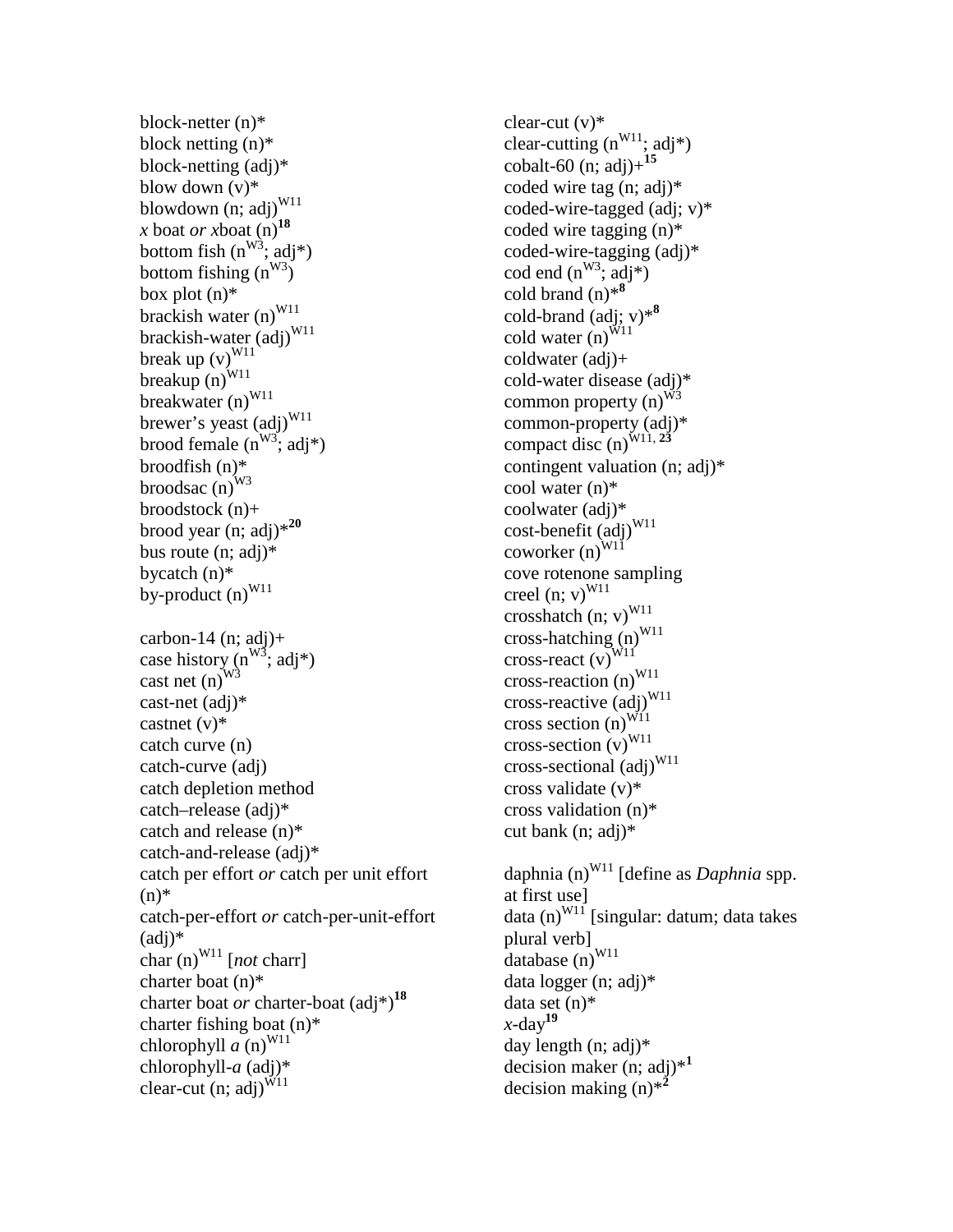block-netter (n)*
block netting (n)*
block-netting (adj)*
blow down (v)*
blowdown (n; adj)[W11]
*x* boat *or* *x*boat (n)[18]
bottom fish (n[W3]; adj*)
bottom fishing (n[W3])
box plot (n)*
brackish water (n)[W11]
brackish-water (adj)[W11]
break up (v)[W11]
breakup (n)[W11]
breakwater (n)[W11]
brewer's yeast (adj)[W11]
brood female (n[W3]; adj*)
broodfish (n)*
broodsac (n)[W3]
broodstock (n)+
brood year (n; adj)*[20]
bus route (n; adj)*
bycatch (n)*
by-product (n)[W11]

carbon-14 (n; adj)+
case history (n[W3]; adj*)
cast net (n)[W3]
cast-net (adj)*
castnet (v)*
catch curve (n)
catch-curve (adj)
catch depletion method
catch–release (adj)*
catch and release (n)*
catch-and-release (adj)*
catch per effort *or* catch per unit effort (n)*
catch-per-effort *or* catch-per-unit-effort (adj)*
char (n)[W11] [*not* charr]
charter boat (n)*
charter boat *or* charter-boat (adj*)[18]
charter fishing boat (n)*
chlorophyll *a* (n)[W11]
chlorophyll-*a* (adj)*
clear-cut (n; adj)[W11]
clear-cut (v)*
clear-cutting (n[W11]; adj*)
cobalt-60 (n; adj)+[15]
coded wire tag (n; adj)*
coded-wire-tagged (adj; v)*
coded wire tagging (n)*
coded-wire-tagging (adj)*
cod end (n[W3]; adj*)
cold brand (n)*[8]
cold-brand (adj; v)*[8]
cold water (n)[W11]
coldwater (adj)+
cold-water disease (adj)*
common property (n)[W3]
common-property (adj)*
compact disc (n)[W11, 23]
contingent valuation (n; adj)*
cool water (n)*
coolwater (adj)*
cost-benefit (adj)[W11]
coworker (n)[W11]
cove rotenone sampling
creel (n; v)[W11]
crosshatch (n; v)[W11]
cross-hatching (n)[W11]
cross-react (v)[W11]
cross-reaction (n)[W11]
cross-reactive (adj)[W11]
cross section (n)[W11]
cross-section (v)[W11]
cross-sectional (adj)[W11]
cross validate (v)*
cross validation (n)*
cut bank (n; adj)*

daphnia (n)[W11] [define as *Daphnia* spp. at first use]
data (n)[W11] [singular: datum; data takes plural verb]
database (n)[W11]
data logger (n; adj)*
data set (n)*
*x*-day[19]
day length (n; adj)*
decision maker (n; adj)*[1]
decision making (n)*[2]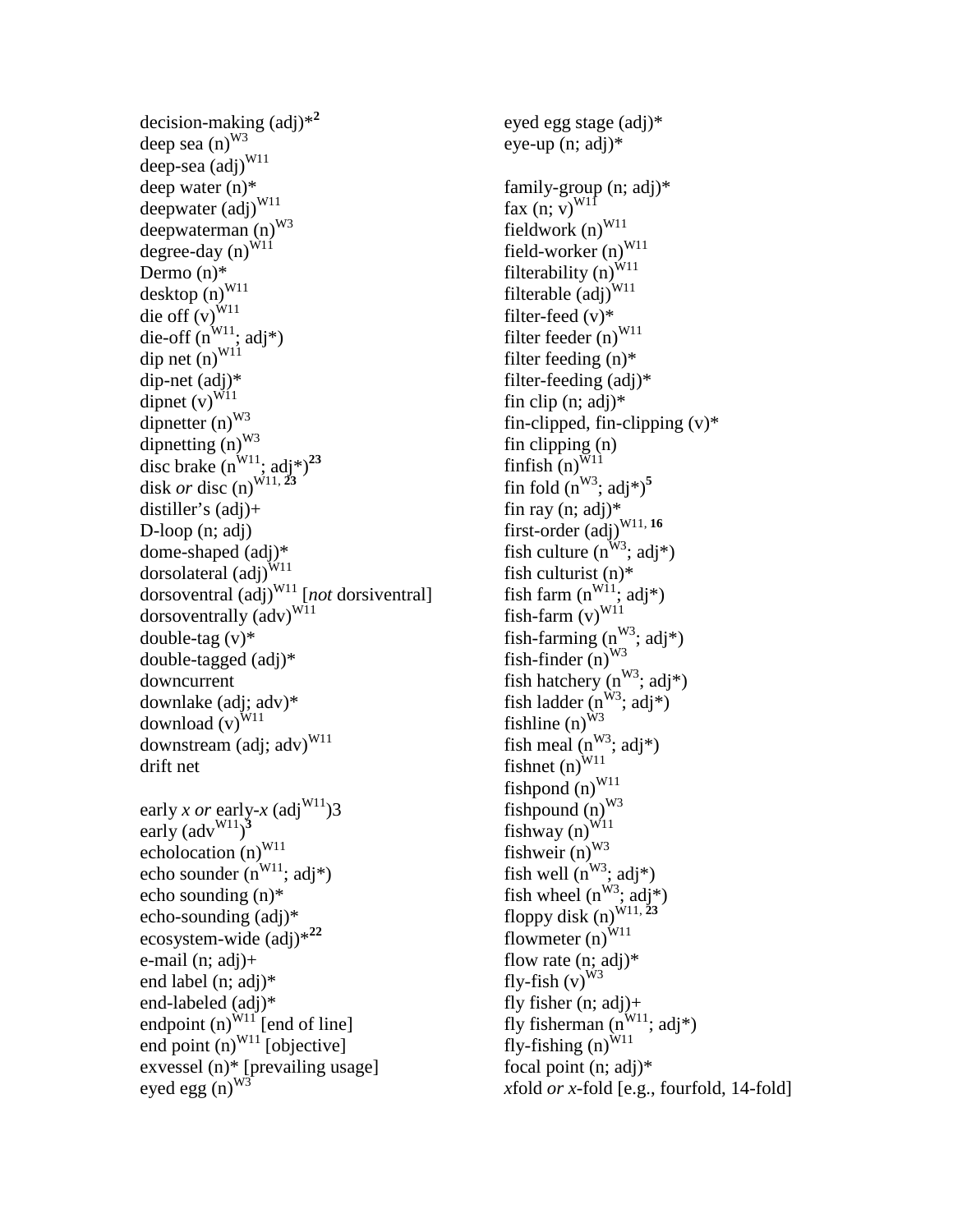decision-making (adj)*[2]
deep sea (n)[W3]
deep-sea (adj)[W11]
deep water (n)*
deepwater (adj)[W11]
deepwaterman (n)[W3]
degree-day (n)[W11]
Dermo (n)*
desktop (n)[W11]
die off (v)[W11]
die-off (n[W11]; adj*)
dip net (n)[W11]
dip-net (adj)*
dipnet (v)[W11]
dipnetter (n)[W3]
dipnetting (n)[W3]
disc brake (n[W11]; adj*)[23]
disk *or* disc (n)[W11, 23]
distiller's (adj)+
D-loop (n; adj)
dome-shaped (adj)*
dorsolateral (adj)[W11]
dorsoventral (adj)[W11] [*not* dorsiventral]
dorsoventrally (adv)[W11]
double-tag (v)*
double-tagged (adj)*
downcurrent
downlake (adj; adv)*
download (v)[W11]
downstream (adj; adv)[W11]
drift net

early *x* *or* early-*x* (adj[W11])3
early (adv[W11])[3]
echolocation (n)[W11]
echo sounder (n[W11]; adj*)
echo sounding (n)*
echo-sounding (adj)*
ecosystem-wide (adj)*[22]
e-mail (n; adj)+
end label (n; adj)*
end-labeled (adj)*
endpoint (n)[W11] [end of line]
end point (n)[W11] [objective]
exvessel (n)* [prevailing usage]
eyed egg (n)[W3]
eyed egg stage (adj)*
eye-up (n; adj)*

family-group (n; adj)*
fax (n; v)[W11]
fieldwork (n)[W11]
field-worker (n)[W11]
filterability (n)[W11]
filterable (adj)[W11]
filter-feed (v)*
filter feeder (n)[W11]
filter feeding (n)*
filter-feeding (adj)*
fin clip (n; adj)*
fin-clipped, fin-clipping (v)*
fin clipping (n)
finfish (n)[W11]
fin fold (n[W3]; adj*)[5]
fin ray (n; adj)*
first-order (adj)[W11, 16]
fish culture (n[W3]; adj*)
fish culturist (n)*
fish farm (n[W11]; adj*)
fish-farm (v)[W11]
fish-farming (n[W3]; adj*)
fish-finder (n)[W3]
fish hatchery (n[W3]; adj*)
fish ladder (n[W3]; adj*)
fishline (n)[W3]
fish meal (n[W3]; adj*)
fishnet (n)[W11]
fishpond (n)[W11]
fishpound (n)[W3]
fishway (n)[W11]
fishweir (n)[W3]
fish well (n[W3]; adj*)
fish wheel (n[W3]; adj*)
floppy disk (n)[W11, 23]
flowmeter (n)[W11]
flow rate (n; adj)*
fly-fish (v)[W3]
fly fisher (n; adj)+
fly fisherman (n[W11]; adj*)
fly-fishing (n)[W11]
focal point (n; adj)*
*x*fold *or* *x*-fold [e.g., fourfold, 14-fold]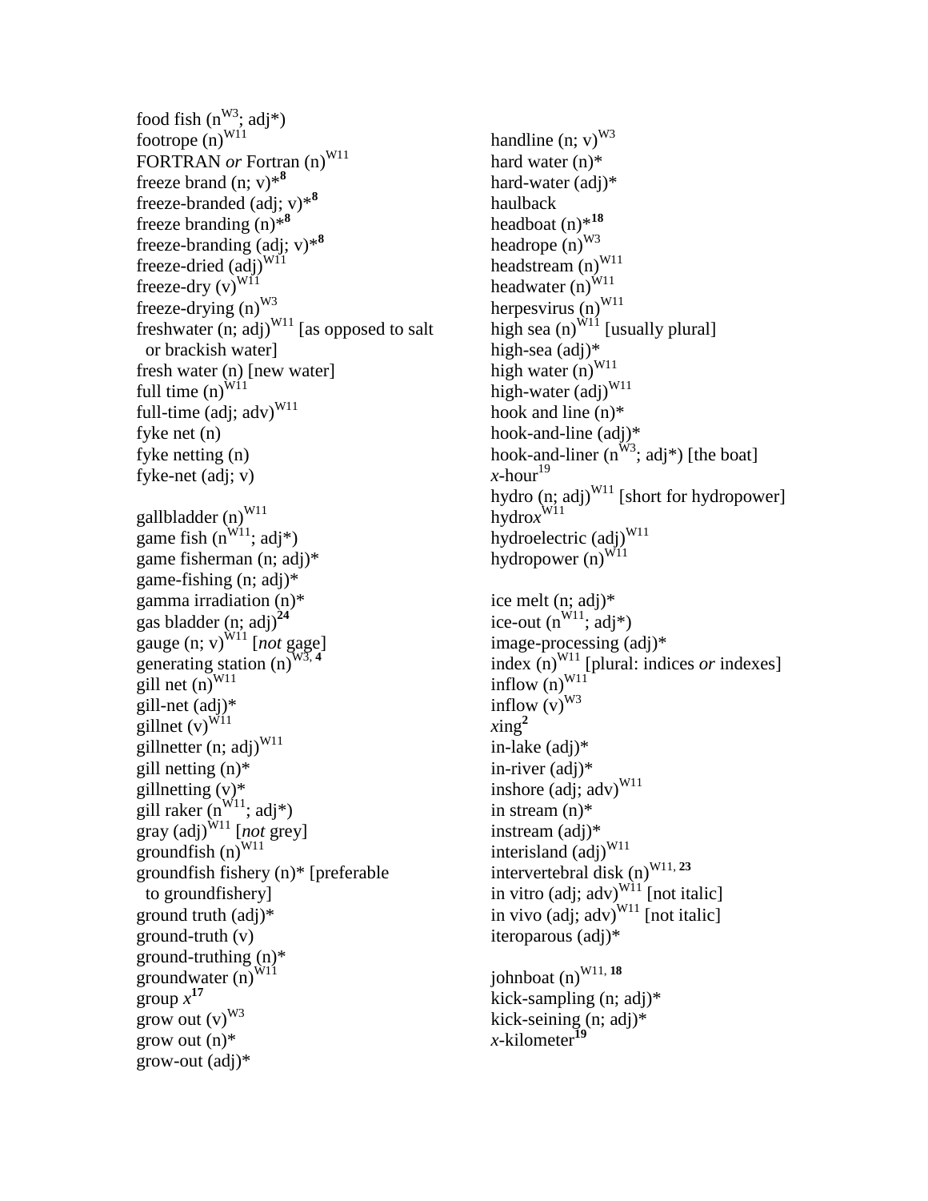food fish (n[W3]; adj*)
footrope (n)[W11]
FORTRAN *or* Fortran (n)[W11]
freeze brand (n; v)*[**8**]
freeze-branded (adj; v)*[**8**]
freeze branding (n)*[**8**]
freeze-branding (adj; v)*[**8**]
freeze-dried (adj)[W11]
freeze-dry (v)[W11]
freeze-drying (n)[W3]
freshwater (n; adj)[W11] [as opposed to salt or brackish water]
fresh water (n) [new water]
full time (n)[W11]
full-time (adj; adv)[W11]
fyke net (n)
fyke netting (n)
fyke-net (adj; v)

gallbladder (n)[W11]
game fish (n[W11]; adj*)
game fisherman (n; adj)*
game-fishing (n; adj)*
gamma irradiation (n)*
gas bladder (n; adj)[**24**]
gauge (n; v)[W11] [*not* gage]
generating station (n)[W3, **4**]
gill net (n)[W11]
gill-net (adj)*
gillnet (v)[W11]
gillnetter (n; adj)[W11]
gill netting (n)*
gillnetting (v)*
gill raker (n[W11]; adj*)
gray (adj)[W11] [*not* grey]
groundfish (n)[W11]
groundfish fishery (n)* [preferable to groundfishery]
ground truth (adj)*
ground-truth (v)
ground-truthing (n)*
groundwater (n)[W11]
group *x*[**17**]
grow out (v)[W3]
grow out (n)*
grow-out (adj)*

handline (n; v)[W3]
hard water (n)*
hard-water (adj)*
haulback
headboat (n)*[**18**]
headrope (n)[W3]
headstream (n)[W11]
headwater (n)[W11]
herpesvirus (n)[W11]
high sea (n)[W11] [usually plural]
high-sea (adj)*
high water (n)[W11]
high-water (adj)[W11]
hook and line (n)*
hook-and-line (adj)*
hook-and-liner (n[W3]; adj*) [the boat]
*x*-hour[19]
hydro (n; adj)[W11] [short for hydropower]
hydro*x*[W11]
hydroelectric (adj)[W11]
hydropower (n)[W11]

ice melt (n; adj)*
ice-out (n[W11]; adj*)
image-processing (adj)*
index (n)[W11] [plural: indices *or* indexes]
inflow (n)[W11]
inflow (v)[W3]
*x*ing[**2**]
in-lake (adj)*
in-river (adj)*
inshore (adj; adv)[W11]
in stream (n)*
instream (adj)*
interisland (adj)[W11]
intervertebral disk (n)[W11, **23**]
in vitro (adj; adv)[W11] [not italic]
in vivo (adj; adv)[W11] [not italic]
iteroparous (adj)*

johnboat (n)[W11, **18**]
kick-sampling (n; adj)*
kick-seining (n; adj)*
*x*-kilometer[**19**]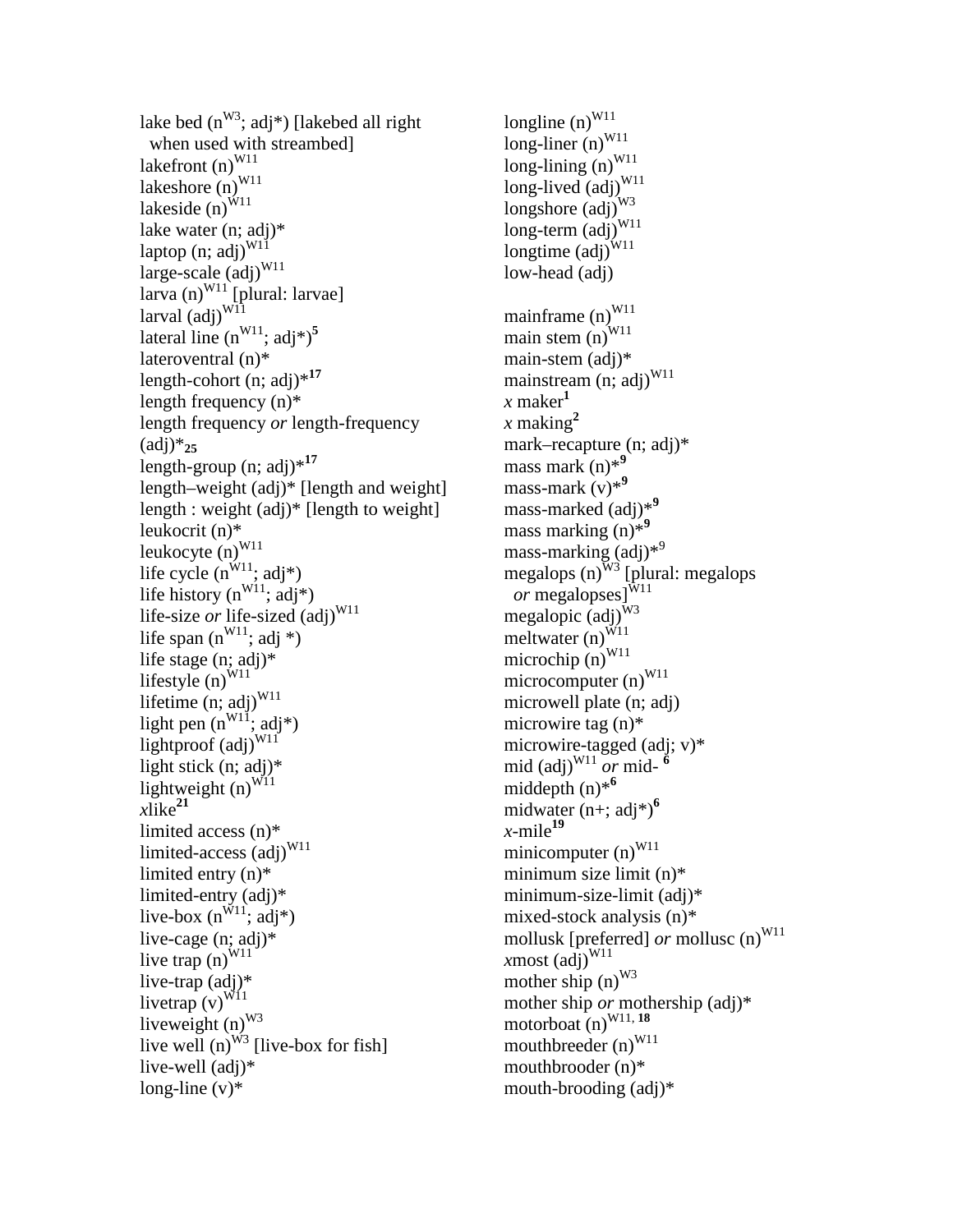lake bed (n[W3]; adj*) [lakebed all right when used with streambed]
lakefront (n)[W11]
lakeshore (n)[W11]
lakeside (n)[W11]
lake water (n; adj)*
laptop (n; adj)[W11]
large-scale (adj)[W11]
larva (n)[W11] [plural: larvae]
larval (adj)[W11]
lateral line (n[W11]; adj*)[5]
lateroventral (n)*
length-cohort (n; adj)*[17]
length frequency (n)*
length frequency *or* length-frequency (adj)*[25]
length-group (n; adj)*[17]
length–weight (adj)* [length and weight]
length : weight (adj)* [length to weight]
leukocrit (n)*
leukocyte (n)[W11]
life cycle (n[W11]; adj*)
life history (n[W11]; adj*)
life-size *or* life-sized (adj)[W11]
life span (n[W11]; adj *)
life stage (n; adj)*
lifestyle (n)[W11]
lifetime (n; adj)[W11]
light pen (n[W11]; adj*)
lightproof (adj)[W11]
light stick (n; adj)*
lightweight (n)[W11]
*x*like[21]
limited access (n)*
limited-access (adj)[W11]
limited entry (n)*
limited-entry (adj)*
live-box (n[W11]; adj*)
live-cage (n; adj)*
live trap (n)[W11]
live-trap (adj)*
livetrap (v)[W11]
liveweight (n)[W3]
live well (n)[W3] [live-box for fish]
live-well (adj)*
long-line (v)*
longline (n)[W11]
long-liner (n)[W11]
long-lining (n)[W11]
long-lived (adj)[W11]
longshore (adj)[W3]
long-term (adj)[W11]
longtime (adj)[W11]
low-head (adj)

mainframe (n)[W11]
main stem (n)[W11]
main-stem (adj)*
mainstream (n; adj)[W11]
*x* maker[1]
*x* making[2]
mark–recapture (n; adj)*
mass mark (n)*[9]
mass-mark (v)*[9]
mass-marked (adj)*[9]
mass marking (n)*[9]
mass-marking (adj)*[9]
megalops (n)[W3] [plural: megalops *or* megalopses][W11]
megalopic (adj)[W3]
meltwater (n)[W11]
microchip (n)[W11]
microcomputer (n)[W11]
microwell plate (n; adj)
microwire tag (n)*
microwire-tagged (adj; v)*
mid (adj)[W11] *or* mid- [6]
middepth (n)*[6]
midwater (n+; adj*)[6]
*x*-mile[19]
minicomputer (n)[W11]
minimum size limit (n)*
minimum-size-limit (adj)*
mixed-stock analysis (n)*
mollusk [preferred] *or* mollusc (n)[W11]
*x*most (adj)[W11]
mother ship (n)[W3]
mother ship *or* mothership (adj)*
motorboat (n)[W11, 18]
mouthbreeder (n)[W11]
mouthbrooder (n)*
mouth-brooding (adj)*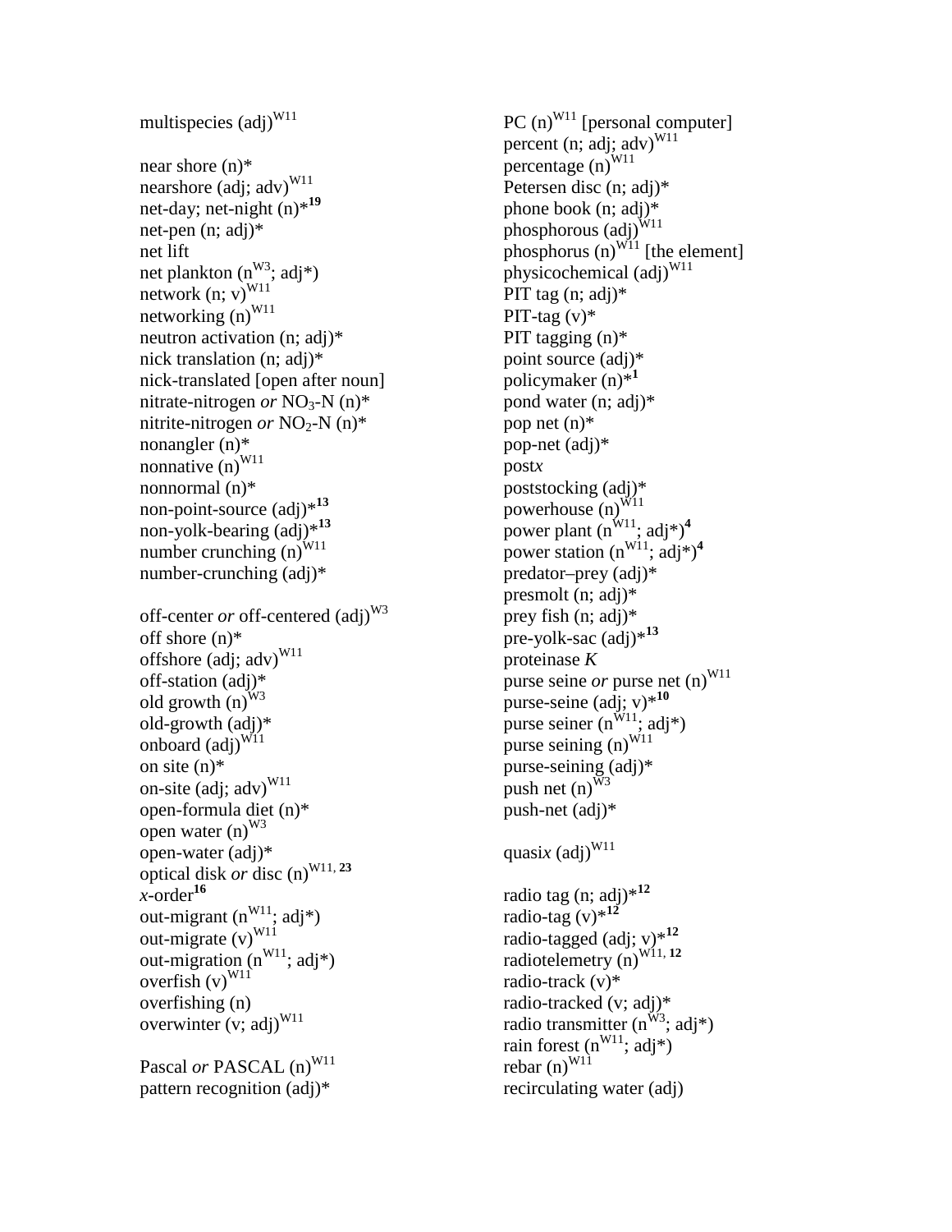multispecies (adj)[W11]

near shore (n)*
nearshore (adj; adv)[W11]
net-day; net-night (n)*[19]
net-pen (n; adj)*
net lift
net plankton (n[W3]; adj*)
network (n; v)[W11]
networking (n)[W11]
neutron activation (n; adj)*
nick translation (n; adj)*
nick-translated [open after noun]
nitrate-nitrogen *or* $NO_3$-N (n)*
nitrite-nitrogen *or* $NO_2$-N (n)*
nonangler (n)*
nonnative (n)[W11]
nonnormal (n)*
non-point-source (adj)*[13]
non-yolk-bearing (adj)*[13]
number crunching (n)[W11]
number-crunching (adj)*

off-center *or* off-centered (adj)[W3]
off shore (n)*
offshore (adj; adv)[W11]
off-station (adj)*
old growth (n)[W3]
old-growth (adj)*
onboard (adj)[W11]
on site (n)*
on-site (adj; adv)[W11]
open-formula diet (n)*
open water (n)[W3]
open-water (adj)*
optical disk *or* disc (n)[W11, 23]
*x*-order[16]
out-migrant (n[W11]; adj*)
out-migrate (v)[W11]
out-migration (n[W11]; adj*)
overfish (v)[W11]
overfishing (n)
overwinter (v; adj)[W11]

Pascal *or* PASCAL (n)[W11]
pattern recognition (adj)*
PC (n)[W11] [personal computer]
percent (n; adj; adv)[W11]
percentage (n)[W11]
Petersen disc (n; adj)*
phone book (n; adj)*
phosphorous (adj)[W11]
phosphorus (n)[W11] [the element]
physicochemical (adj)[W11]
PIT tag (n; adj)*
PIT-tag (v)*
PIT tagging (n)*
point source (adj)*
policymaker (n)*[1]
pond water (n; adj)*
pop net (n)*
pop-net (adj)*
post*x*
poststocking (adj)*
powerhouse (n)[W11]
power plant (n[W11]; adj*)[4]
power station (n[W11]; adj*)[4]
predator–prey (adj)*
presmolt (n; adj)*
prey fish (n; adj)*
pre-yolk-sac (adj)*[13]
proteinase *K*
purse seine *or* purse net (n)[W11]
purse-seine (adj; v)*[10]
purse seiner (n[W11]; adj*)
purse seining (n)[W11]
purse-seining (adj)*
push net (n)[W3]
push-net (adj)*

quasi*x* (adj)[W11]

radio tag (n; adj)*[12]
radio-tag (v)*[12]
radio-tagged (adj; v)*[12]
radiotelemetry (n)[W11, 12]
radio-track (v)*
radio-tracked (v; adj)*
radio transmitter (n[W3]; adj*)
rain forest (n[W11]; adj*)
rebar (n)[W11]
recirculating water (adj)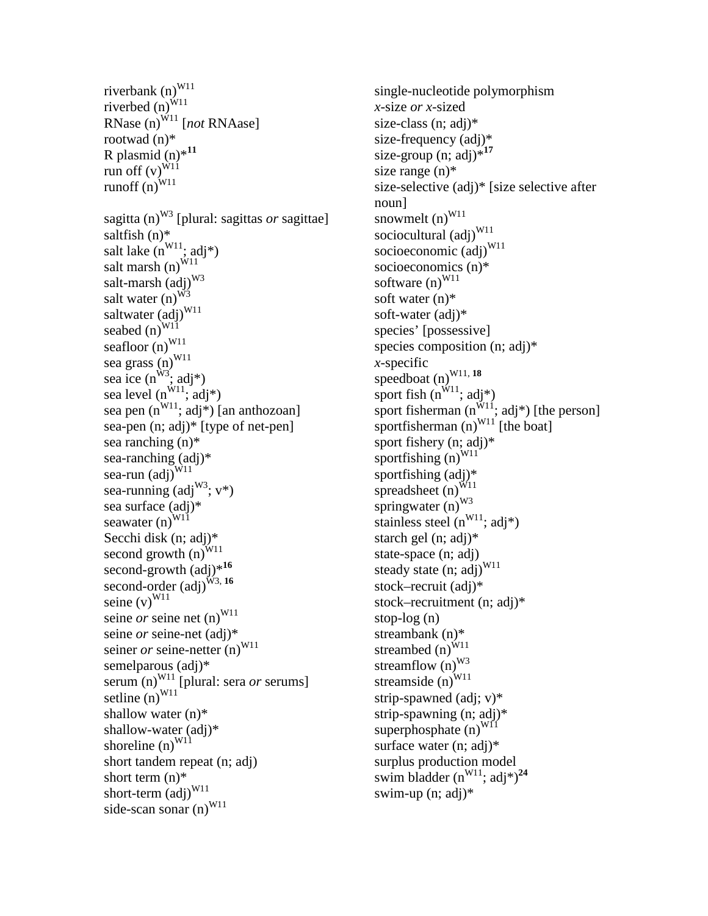riverbank (n)[W11]
riverbed (n)[W11]
RNase (n)[W11] [*not* RNAase]
rootwad (n)*
R plasmid (n)*[11]
run off (v)[W11]
runoff (n)[W11]

sagitta (n)[W3] [plural: sagittas *or* sagittae]
saltfish (n)*
salt lake (n[W11]; adj*)
salt marsh (n)[W11]
salt-marsh (adj)[W3]
salt water (n)[W3]
saltwater (adj)[W11]
seabed (n)[W11]
seafloor (n)[W11]
sea grass (n)[W11]
sea ice (n[W3]; adj*)
sea level (n[W11]; adj*)
sea pen (n[W11]; adj*) [an anthozoan]
sea-pen (n; adj)* [type of net-pen]
sea ranching (n)*
sea-ranching (adj)*
sea-run (adj)[W11]
sea-running (adj[W3]; v*)
sea surface (adj)*
seawater (n)[W11]
Secchi disk (n; adj)*
second growth (n)[W11]
second-growth (adj)*[16]
second-order (adj)[W3, 16]
seine (v)[W11]
seine *or* seine net (n)[W11]
seine *or* seine-net (adj)*
seiner *or* seine-netter (n)[W11]
semelparous (adj)*
serum (n)[W11] [plural: sera *or* serums]
setline (n)[W11]
shallow water (n)*
shallow-water (adj)*
shoreline (n)[W11]
short tandem repeat (n; adj)
short term (n)*
short-term (adj)[W11]
side-scan sonar (n)[W11]
single-nucleotide polymorphism
*x*-size *or* *x*-sized
size-class (n; adj)*
size-frequency (adj)*
size-group (n; adj)*[17]
size range (n)*
size-selective (adj)* [size selective after noun]
snowmelt (n)[W11]
sociocultural (adj)[W11]
socioeconomic (adj)[W11]
socioeconomics (n)*
software (n)[W11]
soft water (n)*
soft-water (adj)*
species' [possessive]
species composition (n; adj)*
*x*-specific
speedboat (n)[W11, 18]
sport fish (n[W11]; adj*)
sport fisherman (n[W11]; adj*) [the person]
sportfisherman (n)[W11] [the boat]
sport fishery (n; adj)*
sportfishing (n)[W11]
sportfishing (adj)*
spreadsheet (n)[W11]
springwater (n)[W3]
stainless steel (n[W11]; adj*)
starch gel (n; adj)*
state-space (n; adj)
steady state (n; adj)[W11]
stock–recruit (adj)*
stock–recruitment (n; adj)*
stop-log (n)
streambank (n)*
streambed (n)[W11]
streamflow (n)[W3]
streamside (n)[W11]
strip-spawned (adj; v)*
strip-spawning (n; adj)*
superphosphate (n)[W11]
surface water (n; adj)*
surplus production model
swim bladder (n[W11]; adj*)[24]
swim-up (n; adj)*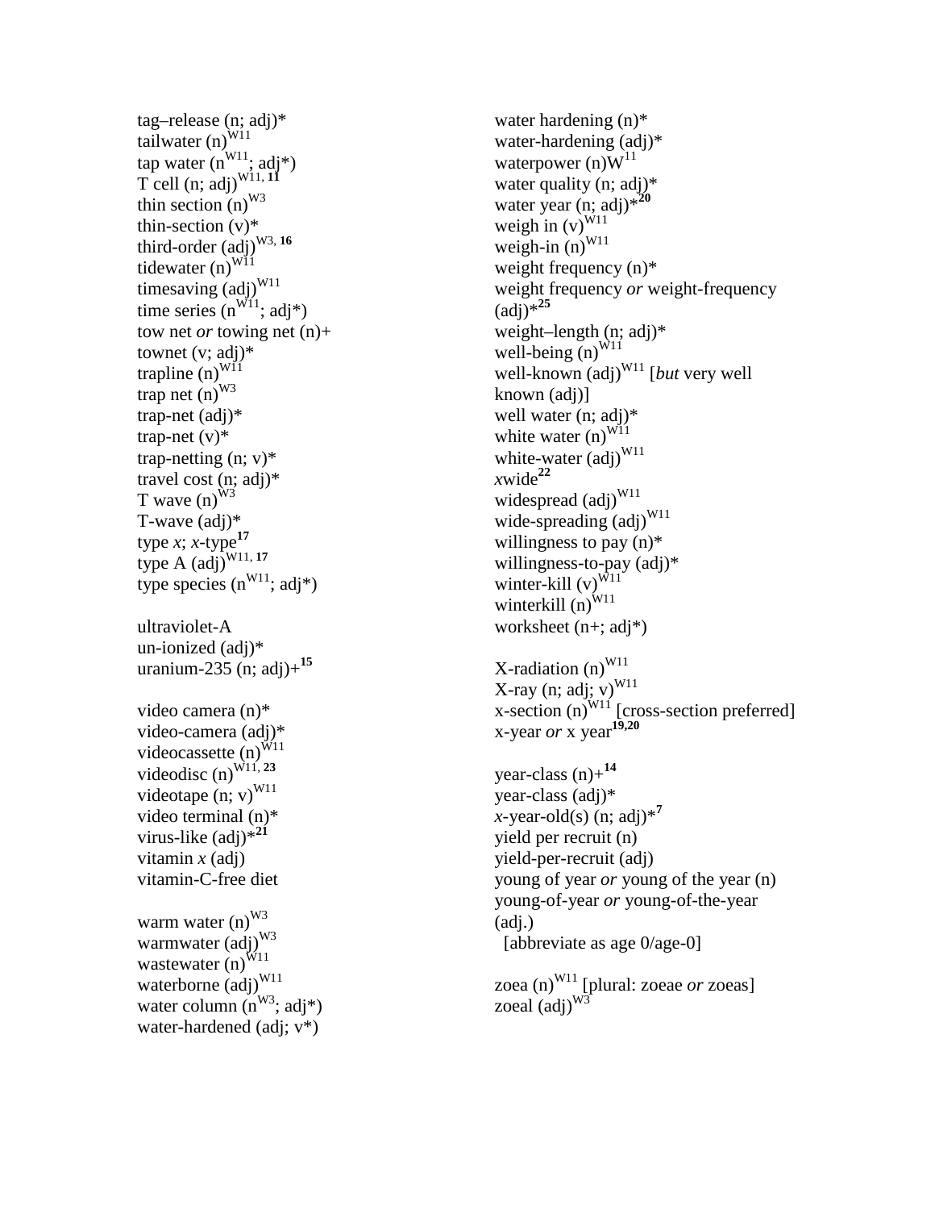tag–release (n; adj)*
tailwater (n)[W11]
tap water (n[W11]; adj*)
T cell (n; adj)[W11, **11**]
thin section (n)[W3]
thin-section (v)*
third-order (adj)[W3, **16**]
tidewater (n)[W11]
timesaving (adj)[W11]
time series (n[W11]; adj*)
tow net *or* towing net (n)+
townet (v; adj)*
trapline (n)[W11]
trap net (n)[W3]
trap-net (adj)*
trap-net (v)*
trap-netting (n; v)*
travel cost (n; adj)*
T wave (n)[W3]
T-wave (adj)*
type *x*; *x*-type[**17**]
type A (adj)[W11, **17**]
type species (n[W11]; adj*)

ultraviolet-A
un-ionized (adj)*
uranium-235 (n; adj)+[**15**]

video camera (n)*
video-camera (adj)*
videocassette (n)[W11]
videodisc (n)[W11, **23**]
videotape (n; v)[W11]
video terminal (n)*
virus-like (adj)*[**21**]
vitamin *x* (adj)
vitamin-C-free diet

warm water (n)[W3]
warmwater (adj)[W3]
wastewater (n)[W11]
waterborne (adj)[W11]
water column (n[W3]; adj*)
water-hardened (adj; v*)
water hardening (n)*
water-hardening (adj)*
waterpower (n)W[11]
water quality (n; adj)*
water year (n; adj)*[**20**]
weigh in (v)[W11]
weigh-in (n)[W11]
weight frequency (n)*
weight frequency *or* weight-frequency (adj)*[**25**]
weight–length (n; adj)*
well-being (n)[W11]
well-known (adj)[W11] [*but* very well known (adj)]
well water (n; adj)*
white water (n)[W11]
white-water (adj)[W11]
*x*wide[**22**]
widespread (adj)[W11]
wide-spreading (adj)[W11]
willingness to pay (n)*
willingness-to-pay (adj)*
winter-kill (v)[W11]
winterkill (n)[W11]
worksheet (n+; adj*)

X-radiation (n)[W11]
X-ray (n; adj; v)[W11]
x-section (n)[W11] [cross-section preferred]
x-year *or* x year[**19,20**]

year-class (n)+[**14**]
year-class (adj)*
*x*-year-old(s) (n; adj)*[**7**]
yield per recruit (n)
yield-per-recruit (adj)
young of year *or* young of the year (n)
young-of-year *or* young-of-the-year (adj.)
[abbreviate as age 0/age-0]

zoea (n)[W11] [plural: zoeae *or* zoeas]
zoeal (adj)[W3]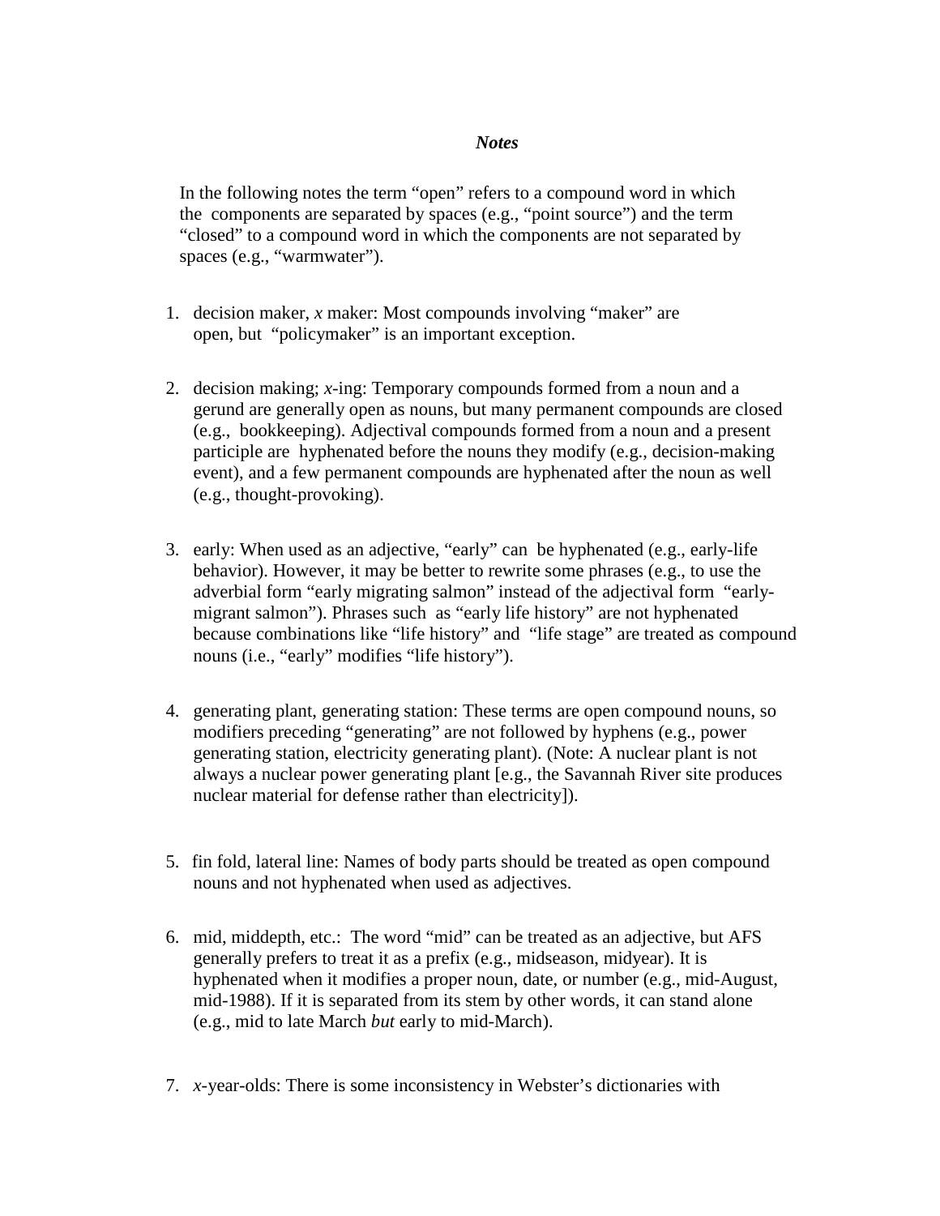### *Notes*

In the following notes the term "open" refers to a compound word in which the components are separated by spaces (e.g., "point source") and the term "closed" to a compound word in which the components are not separated by spaces (e.g., "warmwater").

1. decision maker, *x* maker: Most compounds involving "maker" are open, but "policymaker" is an important exception.

2. decision making; *x*-ing: Temporary compounds formed from a noun and a gerund are generally open as nouns, but many permanent compounds are closed (e.g., bookkeeping). Adjectival compounds formed from a noun and a present participle are hyphenated before the nouns they modify (e.g., decision-making event), and a few permanent compounds are hyphenated after the noun as well (e.g., thought-provoking).

3. early: When used as an adjective, "early" can be hyphenated (e.g., early-life behavior). However, it may be better to rewrite some phrases (e.g., to use the adverbial form "early migrating salmon" instead of the adjectival form "early-migrant salmon"). Phrases such as "early life history" are not hyphenated because combinations like "life history" and "life stage" are treated as compound nouns (i.e., "early" modifies "life history").

4. generating plant, generating station: These terms are open compound nouns, so modifiers preceding "generating" are not followed by hyphens (e.g., power generating station, electricity generating plant). (Note: A nuclear plant is not always a nuclear power generating plant [e.g., the Savannah River site produces nuclear material for defense rather than electricity]).

5. fin fold, lateral line: Names of body parts should be treated as open compound nouns and not hyphenated when used as adjectives.

6. mid, middepth, etc.: The word "mid" can be treated as an adjective, but AFS generally prefers to treat it as a prefix (e.g., midseason, midyear). It is hyphenated when it modifies a proper noun, date, or number (e.g., mid-August, mid-1988). If it is separated from its stem by other words, it can stand alone (e.g., mid to late March *but* early to mid-March).

7. *x*-year-olds: There is some inconsistency in Webster's dictionaries with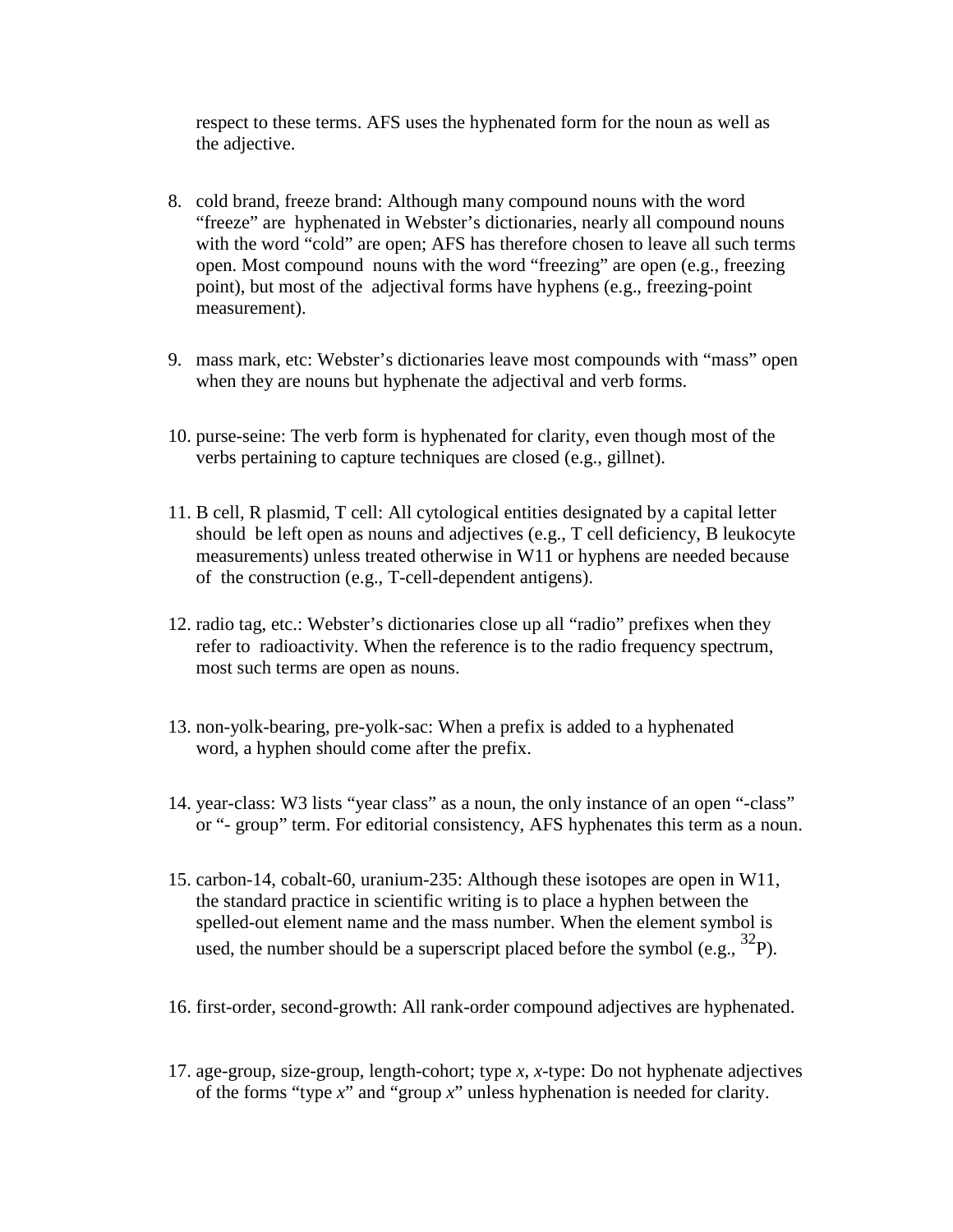respect to these terms. AFS uses the hyphenated form for the noun as well as the adjective.

8. cold brand, freeze brand: Although many compound nouns with the word “freeze” are hyphenated in Webster’s dictionaries, nearly all compound nouns with the word “cold” are open; AFS has therefore chosen to leave all such terms open. Most compound nouns with the word “freezing” are open (e.g., freezing point), but most of the adjectival forms have hyphens (e.g., freezing-point measurement).

9. mass mark, etc: Webster’s dictionaries leave most compounds with “mass” open when they are nouns but hyphenate the adjectival and verb forms.

10. purse-seine: The verb form is hyphenated for clarity, even though most of the verbs pertaining to capture techniques are closed (e.g., gillnet).

11. B cell, R plasmid, T cell: All cytological entities designated by a capital letter should be left open as nouns and adjectives (e.g., T cell deficiency, B leukocyte measurements) unless treated otherwise in W11 or hyphens are needed because of the construction (e.g., T-cell-dependent antigens).

12. radio tag, etc.: Webster’s dictionaries close up all “radio” prefixes when they refer to radioactivity. When the reference is to the radio frequency spectrum, most such terms are open as nouns.

13. non-yolk-bearing, pre-yolk-sac: When a prefix is added to a hyphenated word, a hyphen should come after the prefix.

14. year-class: W3 lists “year class” as a noun, the only instance of an open “-class” or “- group” term. For editorial consistency, AFS hyphenates this term as a noun.

15. carbon-14, cobalt-60, uranium-235: Although these isotopes are open in W11, the standard practice in scientific writing is to place a hyphen between the spelled-out element name and the mass number. When the element symbol is used, the number should be a superscript placed before the symbol (e.g., $^{32}$P).

16. first-order, second-growth: All rank-order compound adjectives are hyphenated.

17. age-group, size-group, length-cohort; type *x*, *x*-type: Do not hyphenate adjectives of the forms “type *x*” and “group *x*” unless hyphenation is needed for clarity.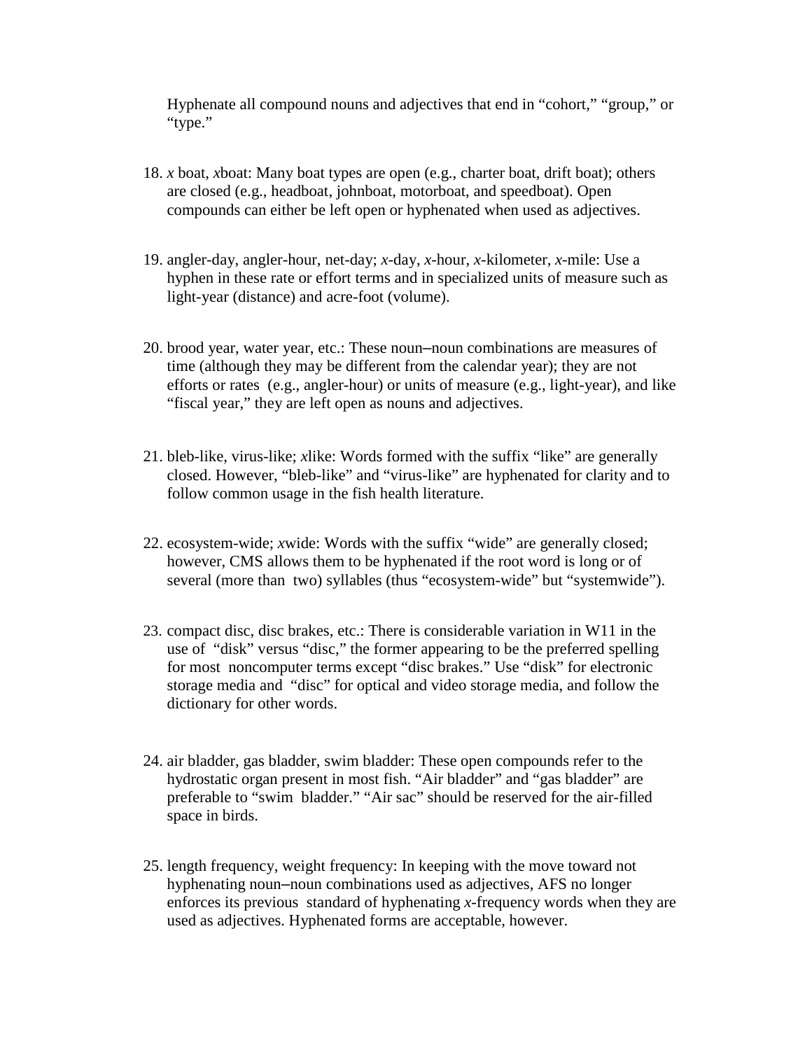Hyphenate all compound nouns and adjectives that end in "cohort," "group," or "type."

18. *x* boat, *x*boat: Many boat types are open (e.g., charter boat, drift boat); others are closed (e.g., headboat, johnboat, motorboat, and speedboat). Open compounds can either be left open or hyphenated when used as adjectives.

19. angler-day, angler-hour, net-day; *x*-day, *x*-hour, *x*-kilometer, *x*-mile: Use a hyphen in these rate or effort terms and in specialized units of measure such as light-year (distance) and acre-foot (volume).

20. brood year, water year, etc.: These noun–noun combinations are measures of time (although they may be different from the calendar year); they are not efforts or rates (e.g., angler-hour) or units of measure (e.g., light-year), and like "fiscal year," they are left open as nouns and adjectives.

21. bleb-like, virus-like; *x*like: Words formed with the suffix "like" are generally closed. However, "bleb-like" and "virus-like" are hyphenated for clarity and to follow common usage in the fish health literature.

22. ecosystem-wide; *x*wide: Words with the suffix "wide" are generally closed; however, CMS allows them to be hyphenated if the root word is long or of several (more than two) syllables (thus "ecosystem-wide" but "systemwide").

23. compact disc, disc brakes, etc.: There is considerable variation in W11 in the use of "disk" versus "disc," the former appearing to be the preferred spelling for most noncomputer terms except "disc brakes." Use "disk" for electronic storage media and "disc" for optical and video storage media, and follow the dictionary for other words.

24. air bladder, gas bladder, swim bladder: These open compounds refer to the hydrostatic organ present in most fish. "Air bladder" and "gas bladder" are preferable to "swim bladder." "Air sac" should be reserved for the air-filled space in birds.

25. length frequency, weight frequency: In keeping with the move toward not hyphenating noun–noun combinations used as adjectives, AFS no longer enforces its previous standard of hyphenating *x*-frequency words when they are used as adjectives. Hyphenated forms are acceptable, however.